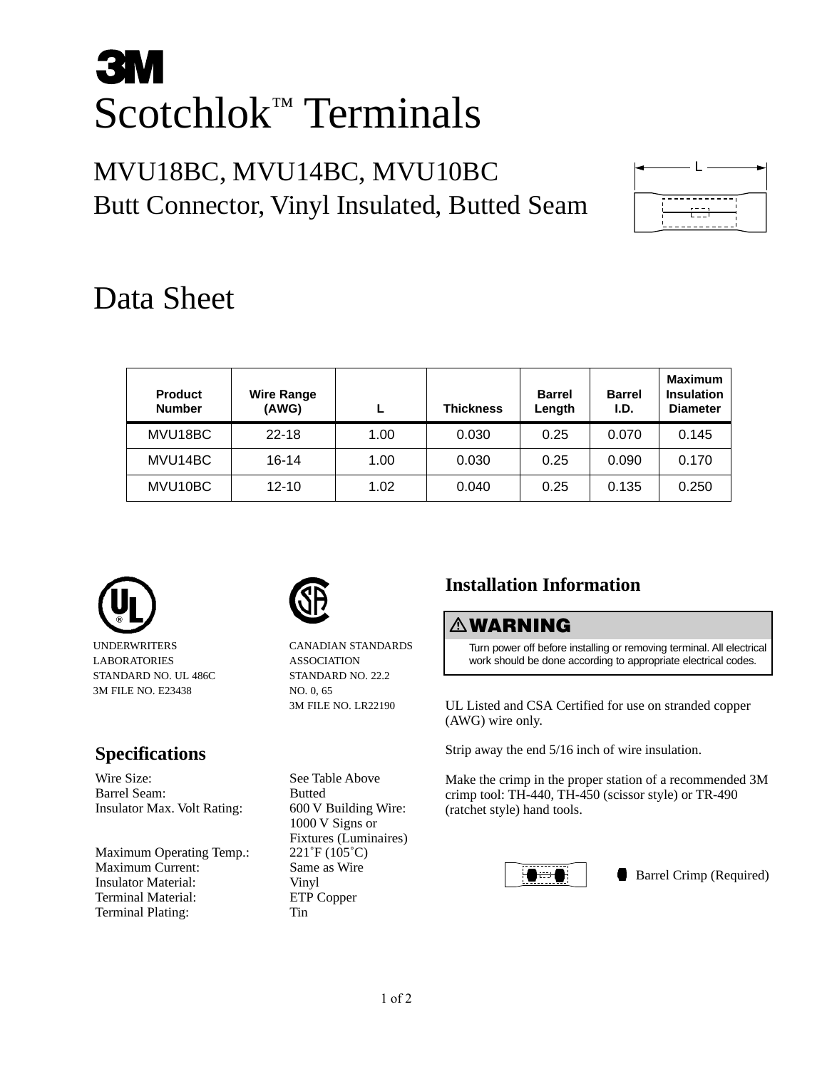# 3M

# Scotchlok™ Terminals

## MVU18BC, MVU14BC, MVU10BC
## Butt Connector, Vinyl Insulated, Butted Seam

L

# Data Sheet

| Product Number | Wire Range (AWG) | L | Thickness | Barrel Length | Barrel I.D. | Maximum Insulation Diameter |
|---|---|---|---|---|---|---|
| MVU18BC | 22-18 | 1.00 | 0.030 | 0.25 | 0.070 | 0.145 |
| MVU14BC | 16-14 | 1.00 | 0.030 | 0.25 | 0.090 | 0.170 |
| MVU10BC | 12-10 | 1.02 | 0.040 | 0.25 | 0.135 | 0.250 |

UNDERWRITERS LABORATORIES
STANDARD NO. UL 486C
3M FILE NO. E23438

CANADIAN STANDARDS ASSOCIATION
STANDARD NO. 22.2
NO. 0, 65
3M FILE NO. LR22190

## Specifications

| | |
|---|---|
| Wire Size: | See Table Above |
| Barrel Seam: | Butted |
| Insulator Max. Volt Rating: | 600 V Building Wire: 1000 V Signs or Fixtures (Luminaires) |
| Maximum Operating Temp.: | 221˚F (105˚C) |
| Maximum Current: | Same as Wire |
| Insulator Material: | Vinyl |
| Terminal Material: | ETP Copper |
| Terminal Plating: | Tin |

## Installation Information

**⚠ WARNING**

Turn power off before installing or removing terminal. All electrical work should be done according to appropriate electrical codes.

UL Listed and CSA Certified for use on stranded copper (AWG) wire only.

Strip away the end 5/16 inch of wire insulation.

Make the crimp in the proper station of a recommended 3M crimp tool: TH-440, TH-450 (scissor style) or TR-490 (ratchet style) hand tools.

Barrel Crimp (Required)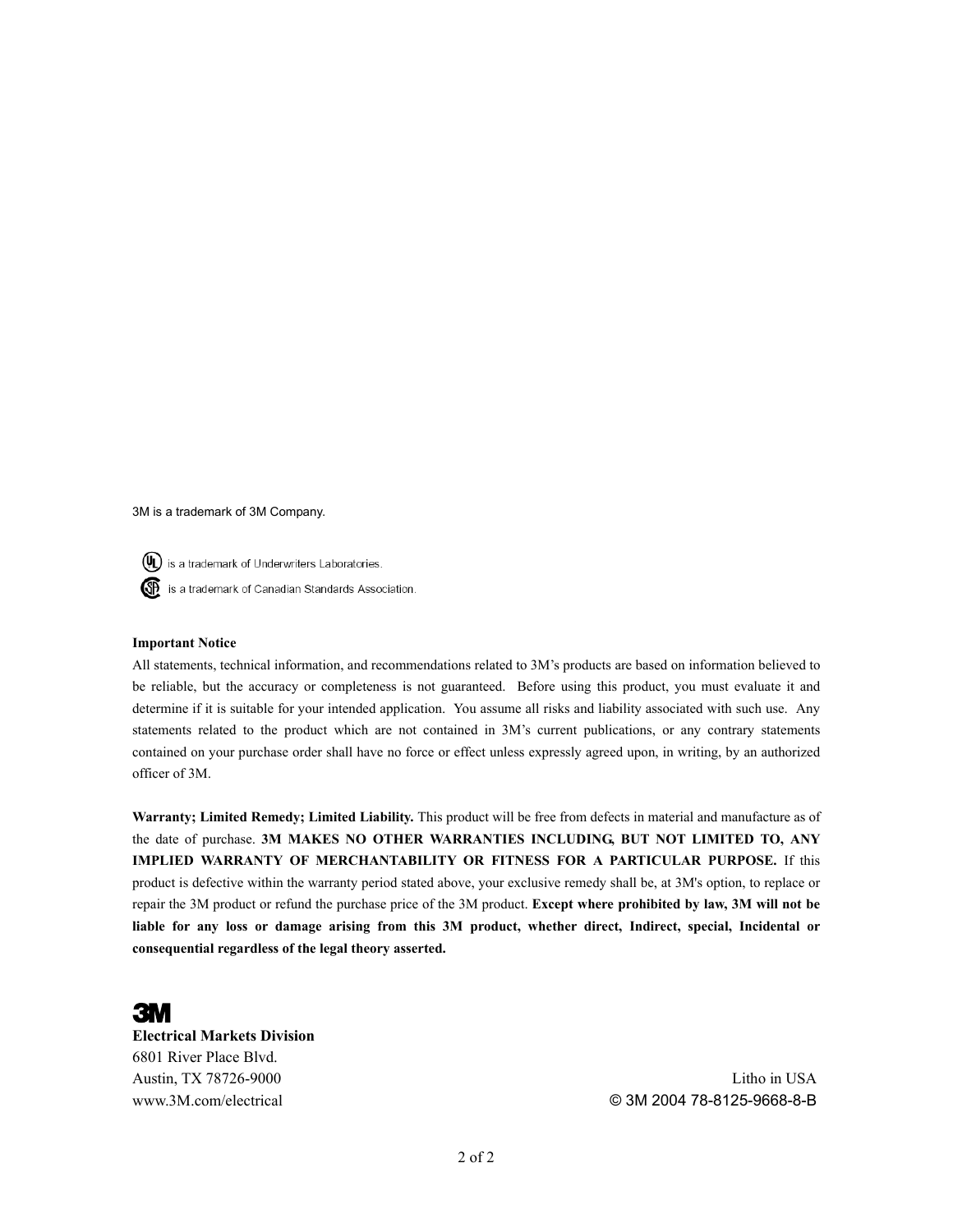3M is a trademark of 3M Company.

UL is a trademark of Underwriters Laboratories.

CSA is a trademark of Canadian Standards Association.

**Important Notice**

All statements, technical information, and recommendations related to 3M's products are based on information believed to be reliable, but the accuracy or completeness is not guaranteed. Before using this product, you must evaluate it and determine if it is suitable for your intended application. You assume all risks and liability associated with such use. Any statements related to the product which are not contained in 3M's current publications, or any contrary statements contained on your purchase order shall have no force or effect unless expressly agreed upon, in writing, by an authorized officer of 3M.

**Warranty; Limited Remedy; Limited Liability.** This product will be free from defects in material and manufacture as of the date of purchase. **3M MAKES NO OTHER WARRANTIES INCLUDING, BUT NOT LIMITED TO, ANY IMPLIED WARRANTY OF MERCHANTABILITY OR FITNESS FOR A PARTICULAR PURPOSE.** If this product is defective within the warranty period stated above, your exclusive remedy shall be, at 3M's option, to replace or repair the 3M product or refund the purchase price of the 3M product. **Except where prohibited by law, 3M will not be liable for any loss or damage arising from this 3M product, whether direct, Indirect, special, Incidental or consequential regardless of the legal theory asserted.**

**3M**

**Electrical Markets Division**
6801 River Place Blvd.
Austin, TX 78726-9000
www.3M.com/electrical

Litho in USA
© 3M 2004 78-8125-9668-8-B